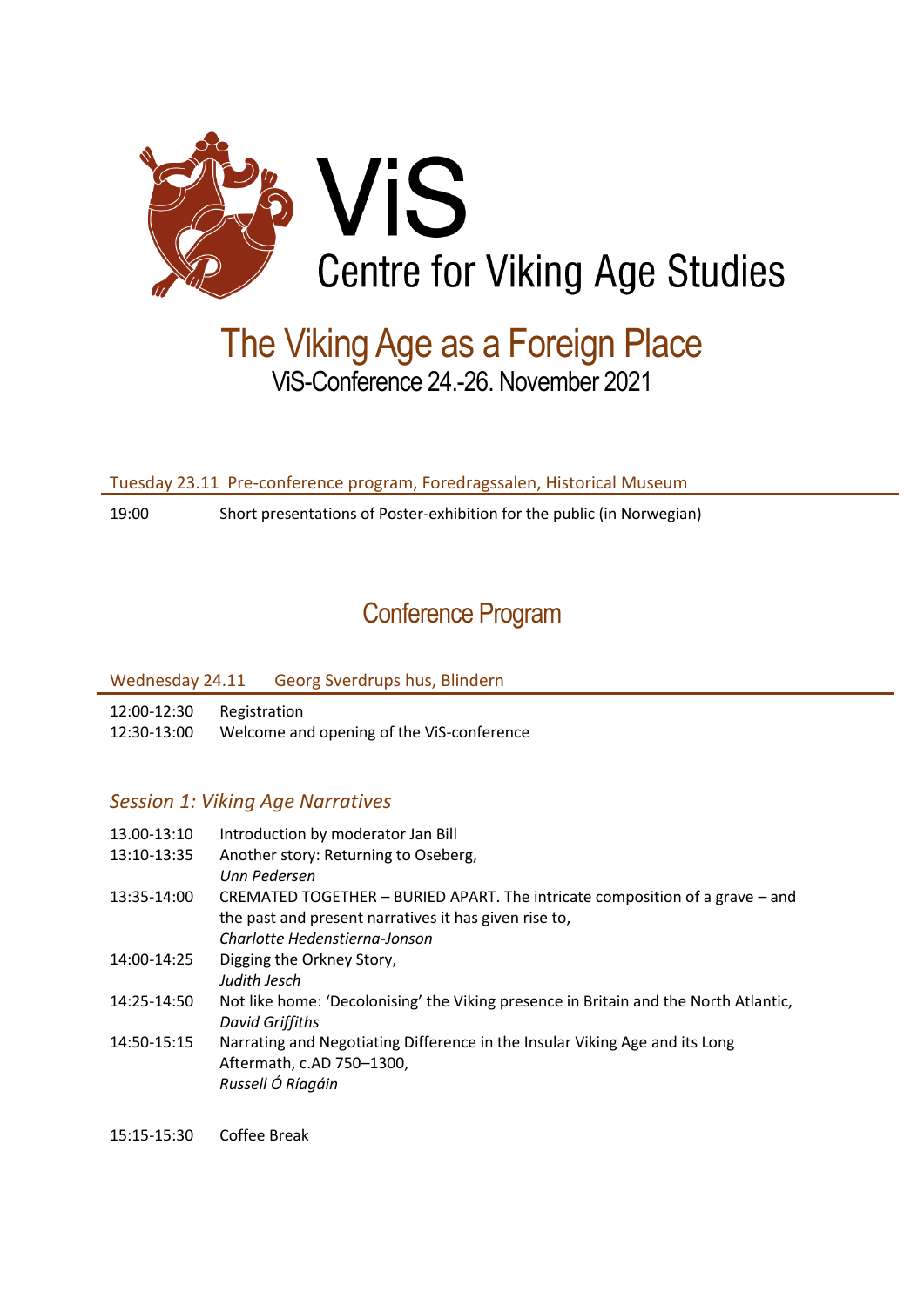# ViS
## Centre for Viking Age Studies

# The Viking Age as a Foreign Place
ViS-Conference 24.-26. November 2021

### Tuesday 23.11 Pre-conference program, Foredragssalen, Historical Museum

19:00 Short presentations of Poster-exhibition for the public (in Norwegian)

## Conference Program

### Wednesday 24.11 Georg Sverdrups hus, Blindern

12:00-12:30 Registration
12:30-13:00 Welcome and opening of the ViS-conference

### *Session 1: Viking Age Narratives*

13.00-13:10 Introduction by moderator Jan Bill

13:10-13:35 Another story: Returning to Oseberg,
*Unn Pedersen*

13:35-14:00 CREMATED TOGETHER – BURIED APART. The intricate composition of a grave – and the past and present narratives it has given rise to,
*Charlotte Hedenstierna-Jonson*

14:00-14:25 Digging the Orkney Story,
*Judith Jesch*

14:25-14:50 Not like home: 'Decolonising' the Viking presence in Britain and the North Atlantic,
*David Griffiths*

14:50-15:15 Narrating and Negotiating Difference in the Insular Viking Age and its Long Aftermath, c.AD 750–1300,
*Russell Ó Ríagáin*

15:15-15:30 Coffee Break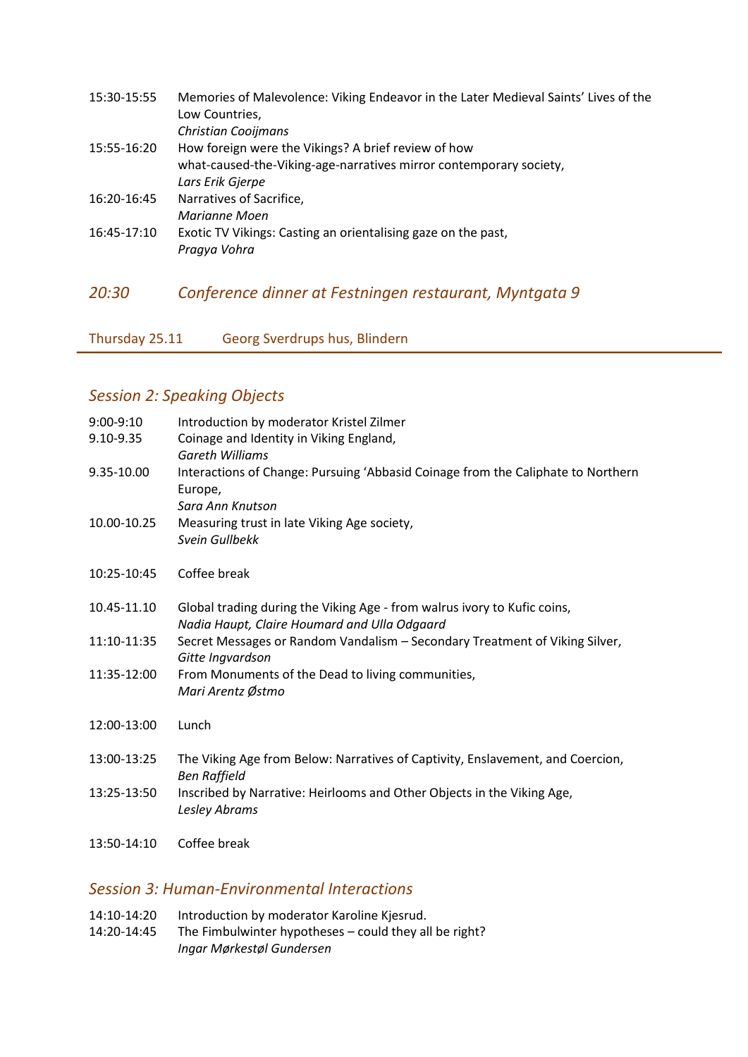15:30-15:55 Memories of Malevolence: Viking Endeavor in the Later Medieval Saints' Lives of the Low Countries,
*Christian Cooijmans*

15:55-16:20 How foreign were the Vikings? A brief review of how what-caused-the-Viking-age-narratives mirror contemporary society,
*Lars Erik Gjerpe*

16:20-16:45 Narratives of Sacrifice,
*Marianne Moen*

16:45-17:10 Exotic TV Vikings: Casting an orientalising gaze on the past,
*Pragya Vohra*

*20:30 Conference dinner at Festningen restaurant, Myntgata 9*

## Thursday 25.11 Georg Sverdrups hus, Blindern

### *Session 2: Speaking Objects*

9:00-9:10 Introduction by moderator Kristel Zilmer

9.10-9.35 Coinage and Identity in Viking England,
*Gareth Williams*

9.35-10.00 Interactions of Change: Pursuing 'Abbasid Coinage from the Caliphate to Northern Europe,
*Sara Ann Knutson*

10.00-10.25 Measuring trust in late Viking Age society,
*Svein Gullbekk*

10:25-10:45 Coffee break

10.45-11.10 Global trading during the Viking Age - from walrus ivory to Kufic coins,
*Nadia Haupt, Claire Houmard and Ulla Odgaard*

11:10-11:35 Secret Messages or Random Vandalism – Secondary Treatment of Viking Silver,
*Gitte Ingvardson*

11:35-12:00 From Monuments of the Dead to living communities,
*Mari Arentz Østmo*

12:00-13:00 Lunch

13:00-13:25 The Viking Age from Below: Narratives of Captivity, Enslavement, and Coercion,
*Ben Raffield*

13:25-13:50 Inscribed by Narrative: Heirlooms and Other Objects in the Viking Age,
*Lesley Abrams*

13:50-14:10 Coffee break

### *Session 3: Human-Environmental Interactions*

14:10-14:20 Introduction by moderator Karoline Kjesrud.

14:20-14:45 The Fimbulwinter hypotheses – could they all be right?
*Ingar Mørkestøl Gundersen*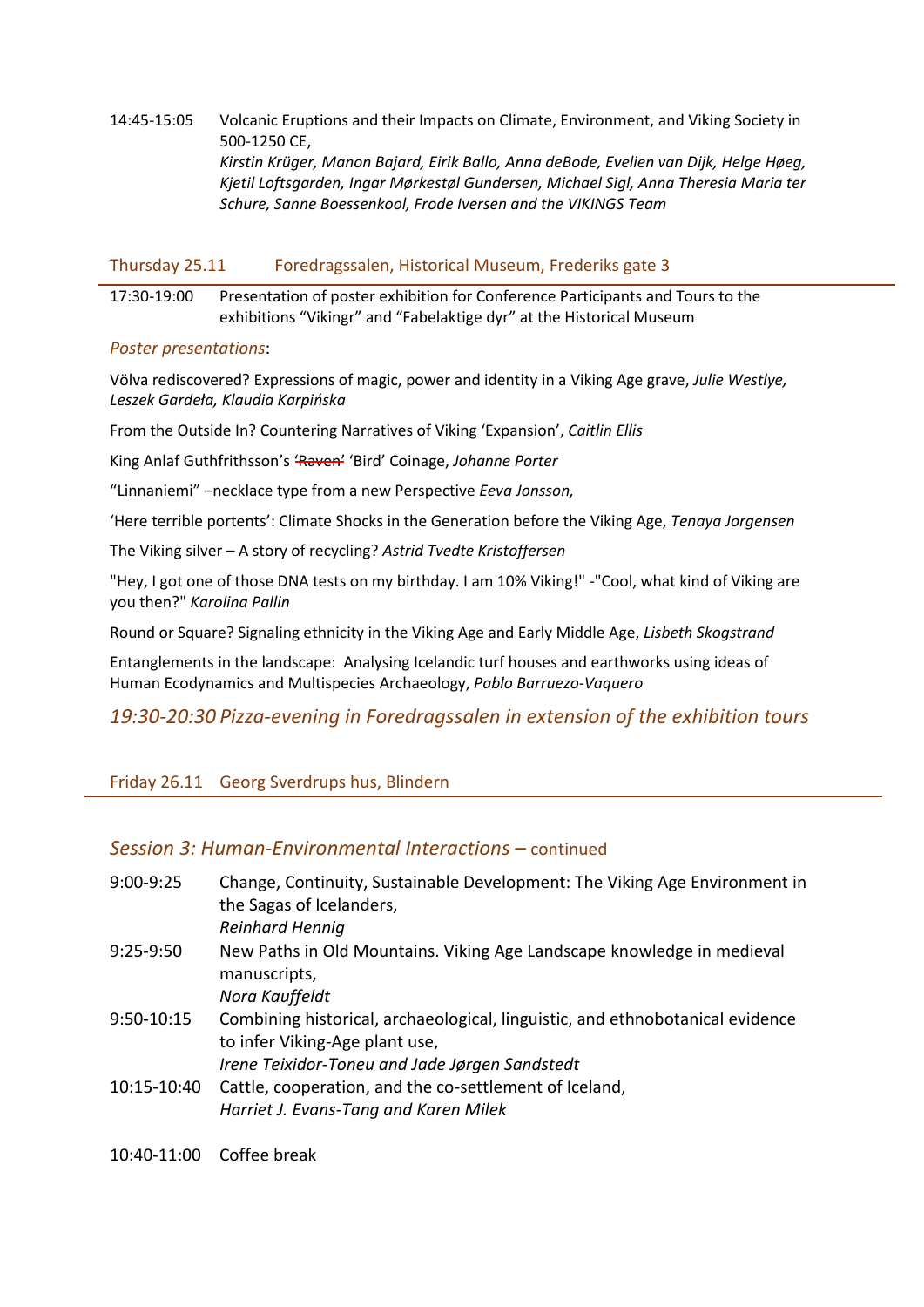14:45-15:05 Volcanic Eruptions and their Impacts on Climate, Environment, and Viking Society in 500-1250 CE,
*Kirstin Krüger, Manon Bajard, Eirik Ballo, Anna deBode, Evelien van Dijk, Helge Høeg, Kjetil Loftsgarden, Ingar Mørkestøl Gundersen, Michael Sigl, Anna Theresia Maria ter Schure, Sanne Boessenkool, Frode Iversen and the VIKINGS Team*

## Thursday 25.11 Foredragssalen, Historical Museum, Frederiks gate 3

17:30-19:00 Presentation of poster exhibition for Conference Participants and Tours to the exhibitions "Vikingr" and "Fabelaktige dyr" at the Historical Museum

*Poster presentations*:

Völva rediscovered? Expressions of magic, power and identity in a Viking Age grave, *Julie Westlye, Leszek Gardeła, Klaudia Karpińska*

From the Outside In? Countering Narratives of Viking 'Expansion', *Caitlin Ellis*

King Anlaf Guthfrithsson's ~~'Raven'~~ 'Bird' Coinage, *Johanne Porter*

"Linnaniemi" –necklace type from a new Perspective *Eeva Jonsson,*

'Here terrible portents': Climate Shocks in the Generation before the Viking Age, *Tenaya Jorgensen*

The Viking silver – A story of recycling? *Astrid Tvedte Kristoffersen*

"Hey, I got one of those DNA tests on my birthday. I am 10% Viking!" -"Cool, what kind of Viking are you then?" *Karolina Pallin*

Round or Square? Signaling ethnicity in the Viking Age and Early Middle Age, *Lisbeth Skogstrand*

Entanglements in the landscape: Analysing Icelandic turf houses and earthworks using ideas of Human Ecodynamics and Multispecies Archaeology, *Pablo Barruezo-Vaquero*

*19:30-20:30 Pizza-evening in Foredragssalen in extension of the exhibition tours*

## Friday 26.11 Georg Sverdrups hus, Blindern

### *Session 3: Human-Environmental Interactions* – continued

9:00-9:25 Change, Continuity, Sustainable Development: The Viking Age Environment in the Sagas of Icelanders,
*Reinhard Hennig*

9:25-9:50 New Paths in Old Mountains. Viking Age Landscape knowledge in medieval manuscripts,
*Nora Kauffeldt*

9:50-10:15 Combining historical, archaeological, linguistic, and ethnobotanical evidence to infer Viking-Age plant use,
*Irene Teixidor-Toneu and Jade Jørgen Sandstedt*

10:15-10:40 Cattle, cooperation, and the co-settlement of Iceland,
*Harriet J. Evans-Tang and Karen Milek*

10:40-11:00 Coffee break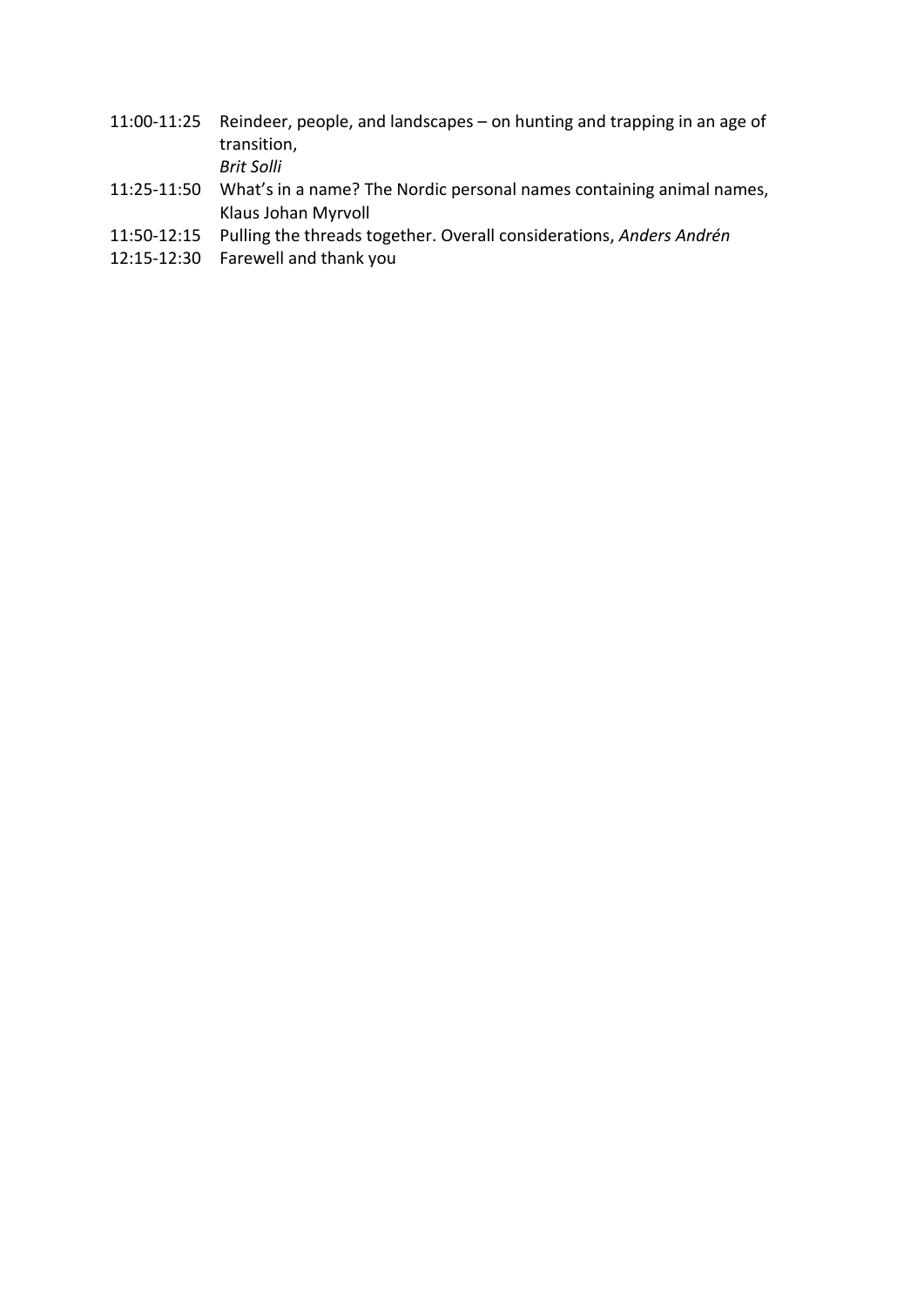| | |
|---|---|
| 11:00-11:25 | Reindeer, people, and landscapes – on hunting and trapping in an age of transition, *Brit Solli* |
| 11:25-11:50 | What's in a name? The Nordic personal names containing animal names, Klaus Johan Myrvoll |
| 11:50-12:15 | Pulling the threads together. Overall considerations, *Anders Andrén* |
| 12:15-12:30 | Farewell and thank you |